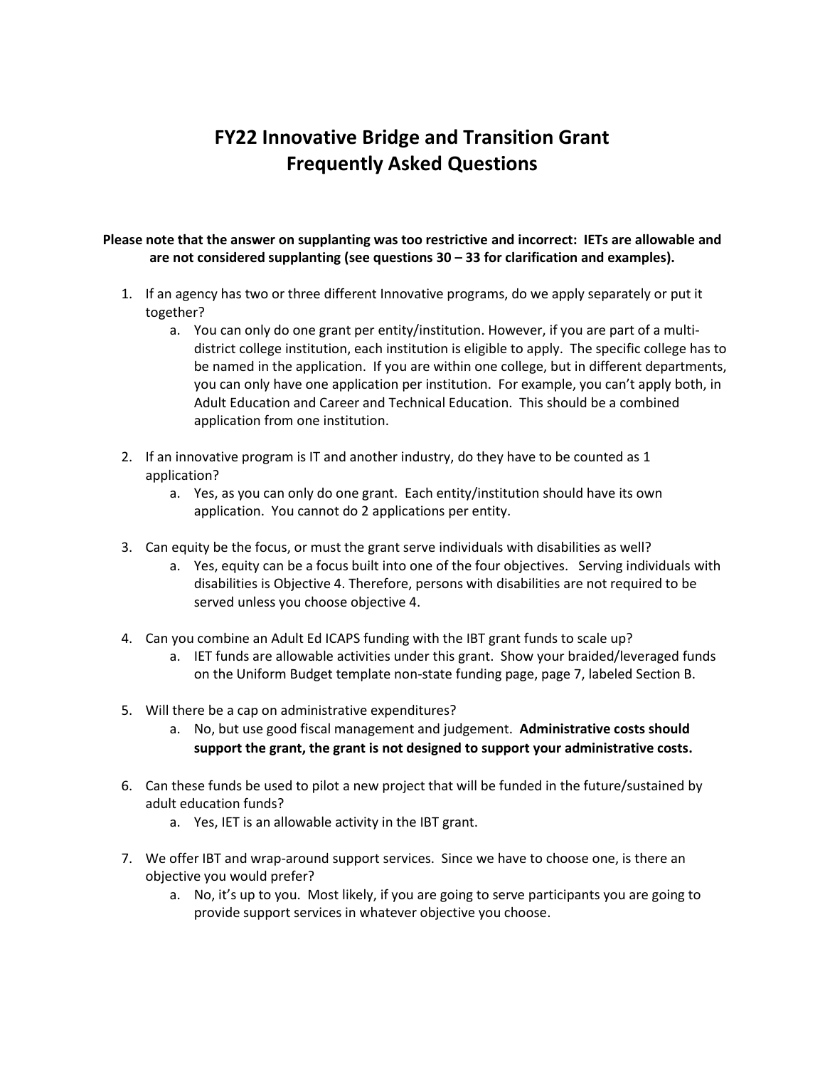# FY22 Innovative Bridge and Transition Grant
# Frequently Asked Questions

**Please note that the answer on supplanting was too restrictive and incorrect: IETs are allowable and are not considered supplanting (see questions 30 – 33 for clarification and examples).**

1. If an agency has two or three different Innovative programs, do we apply separately or put it together?
   a. You can only do one grant per entity/institution. However, if you are part of a multi-district college institution, each institution is eligible to apply. The specific college has to be named in the application. If you are within one college, but in different departments, you can only have one application per institution. For example, you can't apply both, in Adult Education and Career and Technical Education. This should be a combined application from one institution.

2. If an innovative program is IT and another industry, do they have to be counted as 1 application?
   a. Yes, as you can only do one grant. Each entity/institution should have its own application. You cannot do 2 applications per entity.

3. Can equity be the focus, or must the grant serve individuals with disabilities as well?
   a. Yes, equity can be a focus built into one of the four objectives. Serving individuals with disabilities is Objective 4. Therefore, persons with disabilities are not required to be served unless you choose objective 4.

4. Can you combine an Adult Ed ICAPS funding with the IBT grant funds to scale up?
   a. IET funds are allowable activities under this grant. Show your braided/leveraged funds on the Uniform Budget template non-state funding page, page 7, labeled Section B.

5. Will there be a cap on administrative expenditures?
   a. No, but use good fiscal management and judgement. **Administrative costs should support the grant, the grant is not designed to support your administrative costs.**

6. Can these funds be used to pilot a new project that will be funded in the future/sustained by adult education funds?
   a. Yes, IET is an allowable activity in the IBT grant.

7. We offer IBT and wrap-around support services. Since we have to choose one, is there an objective you would prefer?
   a. No, it's up to you. Most likely, if you are going to serve participants you are going to provide support services in whatever objective you choose.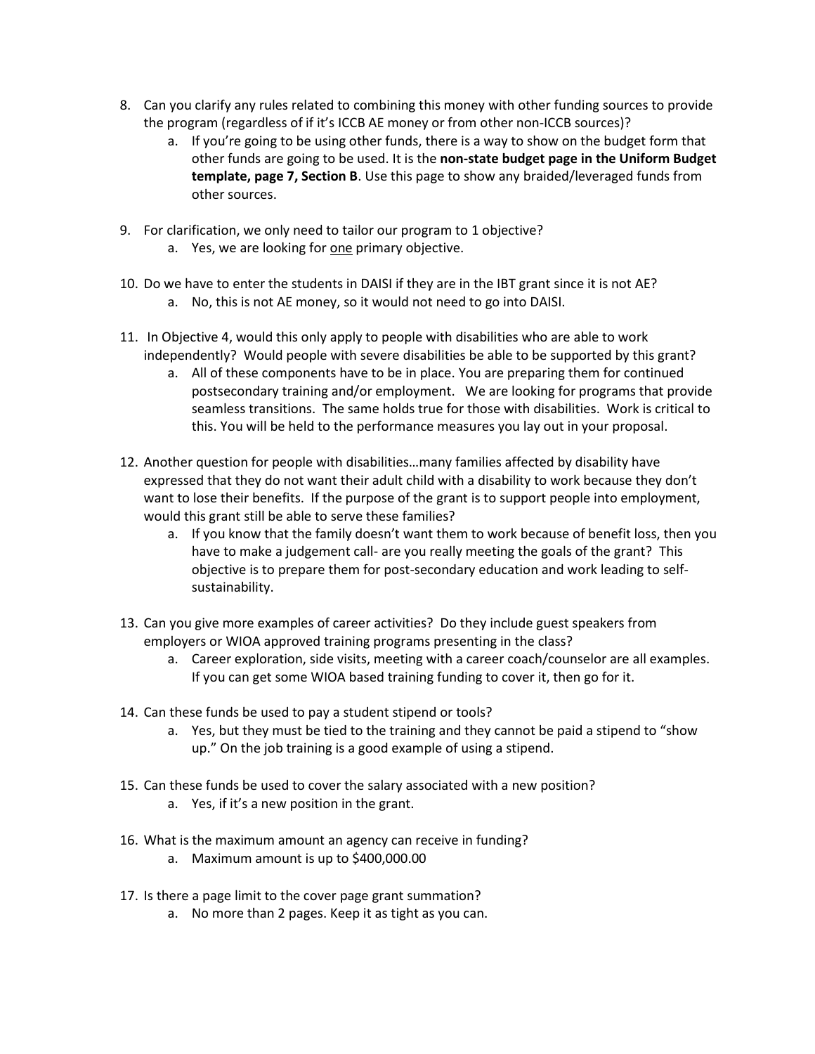8. Can you clarify any rules related to combining this money with other funding sources to provide the program (regardless of if it's ICCB AE money or from other non-ICCB sources)?
    a. If you're going to be using other funds, there is a way to show on the budget form that other funds are going to be used. It is the **non-state budget page in the Uniform Budget template, page 7, Section B**. Use this page to show any braided/leveraged funds from other sources.

9. For clarification, we only need to tailor our program to 1 objective?
    a. Yes, we are looking for <u>one</u> primary objective.

10. Do we have to enter the students in DAISI if they are in the IBT grant since it is not AE?
    a. No, this is not AE money, so it would not need to go into DAISI.

11. In Objective 4, would this only apply to people with disabilities who are able to work independently? Would people with severe disabilities be able to be supported by this grant?
    a. All of these components have to be in place. You are preparing them for continued postsecondary training and/or employment. We are looking for programs that provide seamless transitions. The same holds true for those with disabilities. Work is critical to this. You will be held to the performance measures you lay out in your proposal.

12. Another question for people with disabilities…many families affected by disability have expressed that they do not want their adult child with a disability to work because they don't want to lose their benefits. If the purpose of the grant is to support people into employment, would this grant still be able to serve these families?
    a. If you know that the family doesn't want them to work because of benefit loss, then you have to make a judgement call- are you really meeting the goals of the grant? This objective is to prepare them for post-secondary education and work leading to self-sustainability.

13. Can you give more examples of career activities? Do they include guest speakers from employers or WIOA approved training programs presenting in the class?
    a. Career exploration, side visits, meeting with a career coach/counselor are all examples. If you can get some WIOA based training funding to cover it, then go for it.

14. Can these funds be used to pay a student stipend or tools?
    a. Yes, but they must be tied to the training and they cannot be paid a stipend to "show up." On the job training is a good example of using a stipend.

15. Can these funds be used to cover the salary associated with a new position?
    a. Yes, if it's a new position in the grant.

16. What is the maximum amount an agency can receive in funding?
    a. Maximum amount is up to $400,000.00

17. Is there a page limit to the cover page grant summation?
    a. No more than 2 pages. Keep it as tight as you can.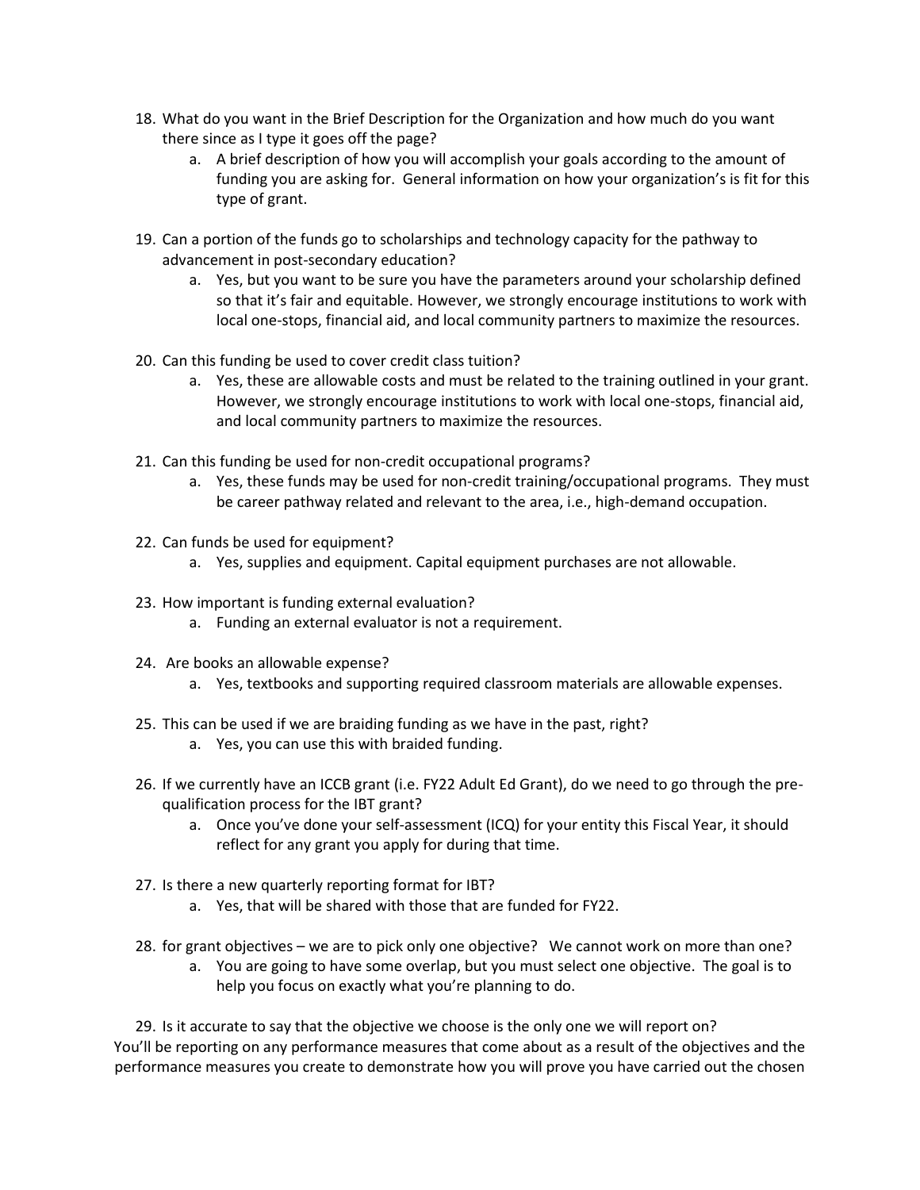18. What do you want in the Brief Description for the Organization and how much do you want there since as I type it goes off the page?
    a. A brief description of how you will accomplish your goals according to the amount of funding you are asking for. General information on how your organization's is fit for this type of grant.

19. Can a portion of the funds go to scholarships and technology capacity for the pathway to advancement in post-secondary education?
    a. Yes, but you want to be sure you have the parameters around your scholarship defined so that it's fair and equitable. However, we strongly encourage institutions to work with local one-stops, financial aid, and local community partners to maximize the resources.

20. Can this funding be used to cover credit class tuition?
    a. Yes, these are allowable costs and must be related to the training outlined in your grant. However, we strongly encourage institutions to work with local one-stops, financial aid, and local community partners to maximize the resources.

21. Can this funding be used for non-credit occupational programs?
    a. Yes, these funds may be used for non-credit training/occupational programs. They must be career pathway related and relevant to the area, i.e., high-demand occupation.

22. Can funds be used for equipment?
    a. Yes, supplies and equipment. Capital equipment purchases are not allowable.

23. How important is funding external evaluation?
    a. Funding an external evaluator is not a requirement.

24. Are books an allowable expense?
    a. Yes, textbooks and supporting required classroom materials are allowable expenses.

25. This can be used if we are braiding funding as we have in the past, right?
    a. Yes, you can use this with braided funding.

26. If we currently have an ICCB grant (i.e. FY22 Adult Ed Grant), do we need to go through the pre-qualification process for the IBT grant?
    a. Once you've done your self-assessment (ICQ) for your entity this Fiscal Year, it should reflect for any grant you apply for during that time.

27. Is there a new quarterly reporting format for IBT?
    a. Yes, that will be shared with those that are funded for FY22.

28. for grant objectives – we are to pick only one objective? We cannot work on more than one?
    a. You are going to have some overlap, but you must select one objective. The goal is to help you focus on exactly what you're planning to do.

29. Is it accurate to say that the objective we choose is the only one we will report on?

You'll be reporting on any performance measures that come about as a result of the objectives and the performance measures you create to demonstrate how you will prove you have carried out the chosen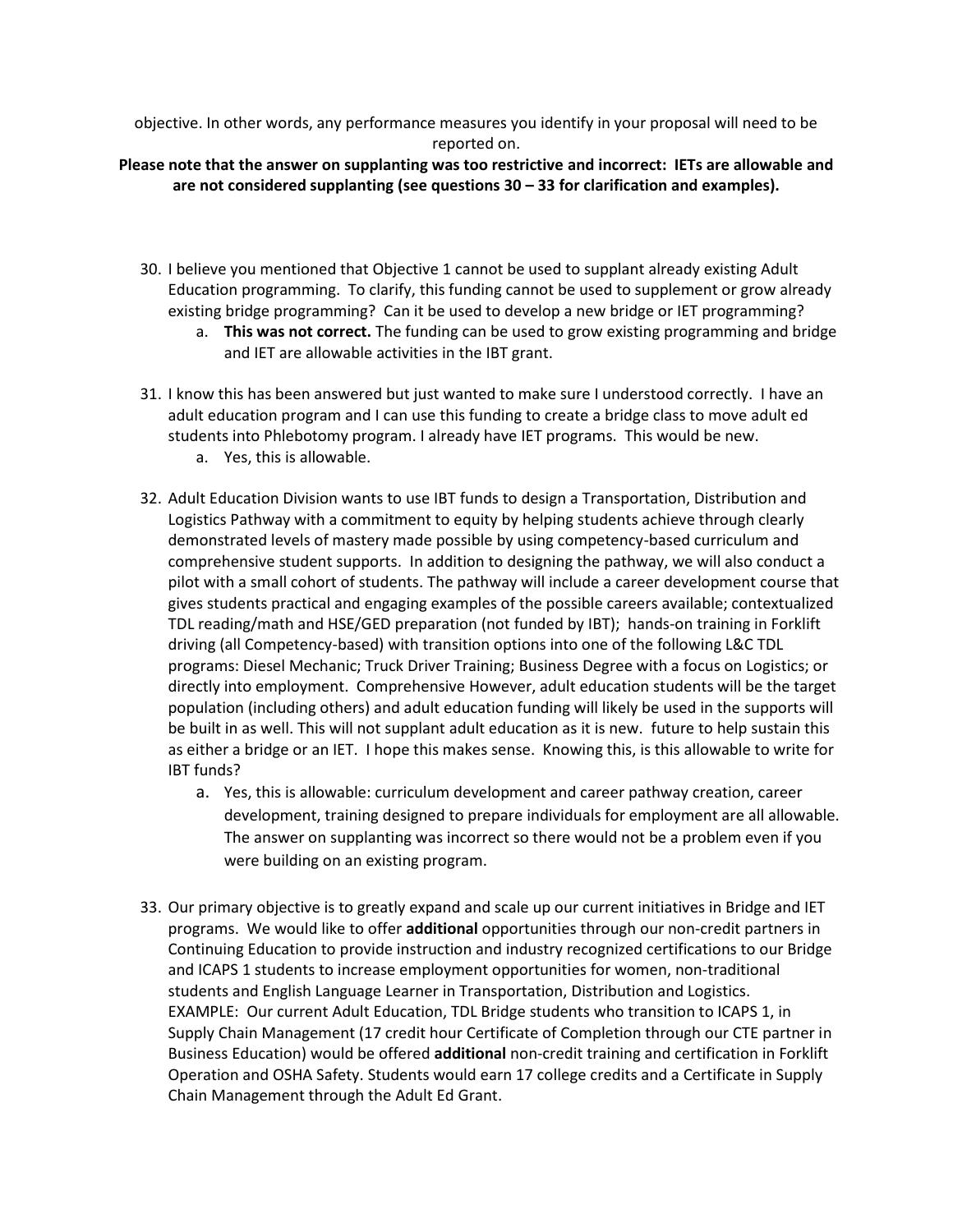objective. In other words, any performance measures you identify in your proposal will need to be reported on.

**Please note that the answer on supplanting was too restrictive and incorrect: IETs are allowable and are not considered supplanting (see questions 30 – 33 for clarification and examples).**

30. I believe you mentioned that Objective 1 cannot be used to supplant already existing Adult Education programming. To clarify, this funding cannot be used to supplement or grow already existing bridge programming? Can it be used to develop a new bridge or IET programming?
    a. **This was not correct.** The funding can be used to grow existing programming and bridge and IET are allowable activities in the IBT grant.
31. I know this has been answered but just wanted to make sure I understood correctly. I have an adult education program and I can use this funding to create a bridge class to move adult ed students into Phlebotomy program. I already have IET programs. This would be new.
    a. Yes, this is allowable.
32. Adult Education Division wants to use IBT funds to design a Transportation, Distribution and Logistics Pathway with a commitment to equity by helping students achieve through clearly demonstrated levels of mastery made possible by using competency-based curriculum and comprehensive student supports. In addition to designing the pathway, we will also conduct a pilot with a small cohort of students. The pathway will include a career development course that gives students practical and engaging examples of the possible careers available; contextualized TDL reading/math and HSE/GED preparation (not funded by IBT); hands-on training in Forklift driving (all Competency-based) with transition options into one of the following L&C TDL programs: Diesel Mechanic; Truck Driver Training; Business Degree with a focus on Logistics; or directly into employment. Comprehensive However, adult education students will be the target population (including others) and adult education funding will likely be used in the supports will be built in as well. This will not supplant adult education as it is new. future to help sustain this as either a bridge or an IET. I hope this makes sense. Knowing this, is this allowable to write for IBT funds?
    a. Yes, this is allowable: curriculum development and career pathway creation, career development, training designed to prepare individuals for employment are all allowable. The answer on supplanting was incorrect so there would not be a problem even if you were building on an existing program.
33. Our primary objective is to greatly expand and scale up our current initiatives in Bridge and IET programs. We would like to offer **additional** opportunities through our non-credit partners in Continuing Education to provide instruction and industry recognized certifications to our Bridge and ICAPS 1 students to increase employment opportunities for women, non-traditional students and English Language Learner in Transportation, Distribution and Logistics. EXAMPLE: Our current Adult Education, TDL Bridge students who transition to ICAPS 1, in Supply Chain Management (17 credit hour Certificate of Completion through our CTE partner in Business Education) would be offered **additional** non-credit training and certification in Forklift Operation and OSHA Safety. Students would earn 17 college credits and a Certificate in Supply Chain Management through the Adult Ed Grant.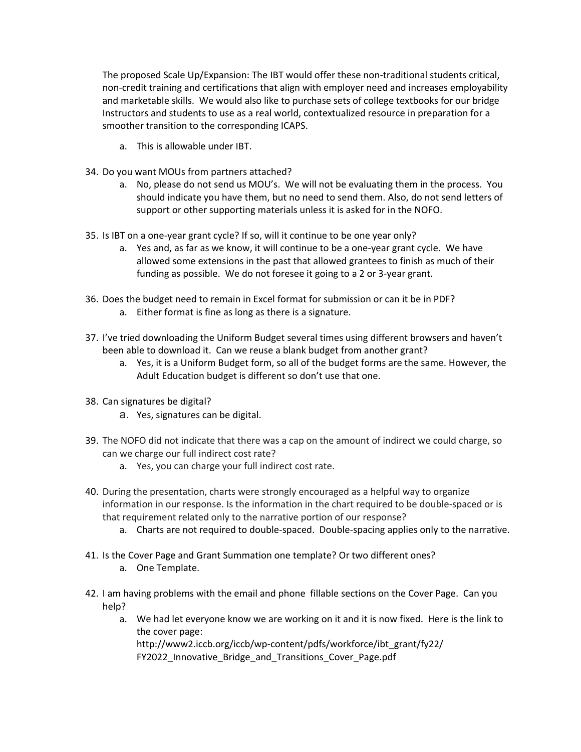The proposed Scale Up/Expansion: The IBT would offer these non-traditional students critical, non-credit training and certifications that align with employer need and increases employability and marketable skills. We would also like to purchase sets of college textbooks for our bridge Instructors and students to use as a real world, contextualized resource in preparation for a smoother transition to the corresponding ICAPS.

   a. This is allowable under IBT.

34. Do you want MOUs from partners attached?
    a. No, please do not send us MOU's. We will not be evaluating them in the process. You should indicate you have them, but no need to send them. Also, do not send letters of support or other supporting materials unless it is asked for in the NOFO.

35. Is IBT on a one-year grant cycle? If so, will it continue to be one year only?
    a. Yes and, as far as we know, it will continue to be a one-year grant cycle. We have allowed some extensions in the past that allowed grantees to finish as much of their funding as possible. We do not foresee it going to a 2 or 3-year grant.

36. Does the budget need to remain in Excel format for submission or can it be in PDF?
    a. Either format is fine as long as there is a signature.

37. I've tried downloading the Uniform Budget several times using different browsers and haven't been able to download it. Can we reuse a blank budget from another grant?
    a. Yes, it is a Uniform Budget form, so all of the budget forms are the same. However, the Adult Education budget is different so don't use that one.

38. Can signatures be digital?
    a. Yes, signatures can be digital.

39. The NOFO did not indicate that there was a cap on the amount of indirect we could charge, so can we charge our full indirect cost rate?
    a. Yes, you can charge your full indirect cost rate.

40. During the presentation, charts were strongly encouraged as a helpful way to organize information in our response. Is the information in the chart required to be double-spaced or is that requirement related only to the narrative portion of our response?
    a. Charts are not required to double-spaced. Double-spacing applies only to the narrative.

41. Is the Cover Page and Grant Summation one template? Or two different ones?
    a. One Template.

42. I am having problems with the email and phone fillable sections on the Cover Page. Can you help?
    a. We had let everyone know we are working on it and it is now fixed. Here is the link to the cover page: http://www2.iccb.org/iccb/wp-content/pdfs/workforce/ibt_grant/fy22/FY2022_Innovative_Bridge_and_Transitions_Cover_Page.pdf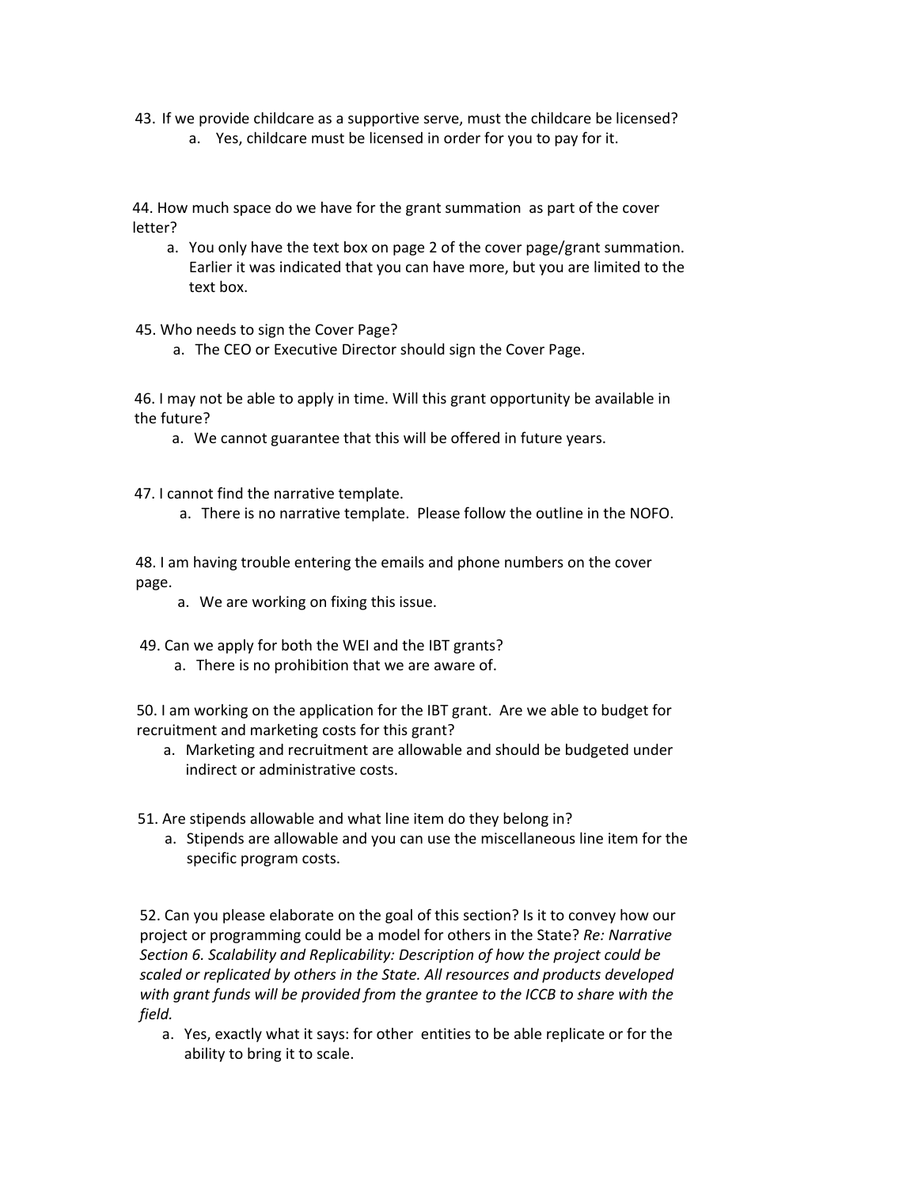43. If we provide childcare as a supportive serve, must the childcare be licensed?
    a. Yes, childcare must be licensed in order for you to pay for it.

44. How much space do we have for the grant summation as part of the cover letter?
    a. You only have the text box on page 2 of the cover page/grant summation. Earlier it was indicated that you can have more, but you are limited to the text box.

45. Who needs to sign the Cover Page?
    a. The CEO or Executive Director should sign the Cover Page.

46. I may not be able to apply in time. Will this grant opportunity be available in the future?
    a. We cannot guarantee that this will be offered in future years.

47. I cannot find the narrative template.
    a. There is no narrative template. Please follow the outline in the NOFO.

48. I am having trouble entering the emails and phone numbers on the cover page.
    a. We are working on fixing this issue.

49. Can we apply for both the WEI and the IBT grants?
    a. There is no prohibition that we are aware of.

50. I am working on the application for the IBT grant. Are we able to budget for recruitment and marketing costs for this grant?
    a. Marketing and recruitment are allowable and should be budgeted under indirect or administrative costs.

51. Are stipends allowable and what line item do they belong in?
    a. Stipends are allowable and you can use the miscellaneous line item for the specific program costs.

52. Can you please elaborate on the goal of this section? Is it to convey how our project or programming could be a model for others in the State? *Re: Narrative Section 6. Scalability and Replicability: Description of how the project could be scaled or replicated by others in the State. All resources and products developed with grant funds will be provided from the grantee to the ICCB to share with the field.*
    a. Yes, exactly what it says: for other entities to be able replicate or for the ability to bring it to scale.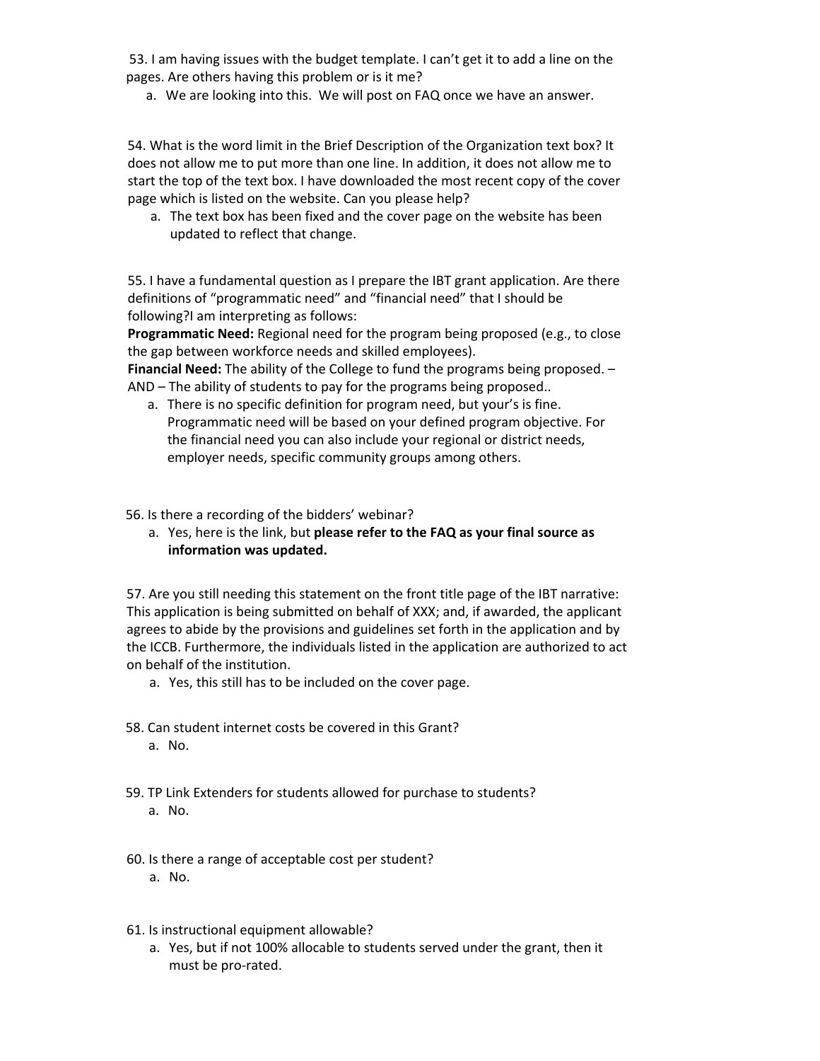53. I am having issues with the budget template. I can't get it to add a line on the pages. Are others having this problem or is it me?

   a. We are looking into this. We will post on FAQ once we have an answer.

54. What is the word limit in the Brief Description of the Organization text box? It does not allow me to put more than one line. In addition, it does not allow me to start the top of the text box. I have downloaded the most recent copy of the cover page which is listed on the website. Can you please help?

   a. The text box has been fixed and the cover page on the website has been updated to reflect that change.

55. I have a fundamental question as I prepare the IBT grant application. Are there definitions of "programmatic need" and "financial need" that I should be following?I am interpreting as follows:

**Programmatic Need:** Regional need for the program being proposed (e.g., to close the gap between workforce needs and skilled employees).

**Financial Need:** The ability of the College to fund the programs being proposed. – AND – The ability of students to pay for the programs being proposed..

   a. There is no specific definition for program need, but your's is fine. Programmatic need will be based on your defined program objective. For the financial need you can also include your regional or district needs, employer needs, specific community groups among others.

56. Is there a recording of the bidders' webinar?

   a. Yes, here is the link, but **please refer to the FAQ as your final source as information was updated.**

57. Are you still needing this statement on the front title page of the IBT narrative: This application is being submitted on behalf of XXX; and, if awarded, the applicant agrees to abide by the provisions and guidelines set forth in the application and by the ICCB. Furthermore, the individuals listed in the application are authorized to act on behalf of the institution.

   a. Yes, this still has to be included on the cover page.

58. Can student internet costs be covered in this Grant?

   a. No.

59. TP Link Extenders for students allowed for purchase to students?

   a. No.

60. Is there a range of acceptable cost per student?

   a. No.

61. Is instructional equipment allowable?

   a. Yes, but if not 100% allocable to students served under the grant, then it must be pro-rated.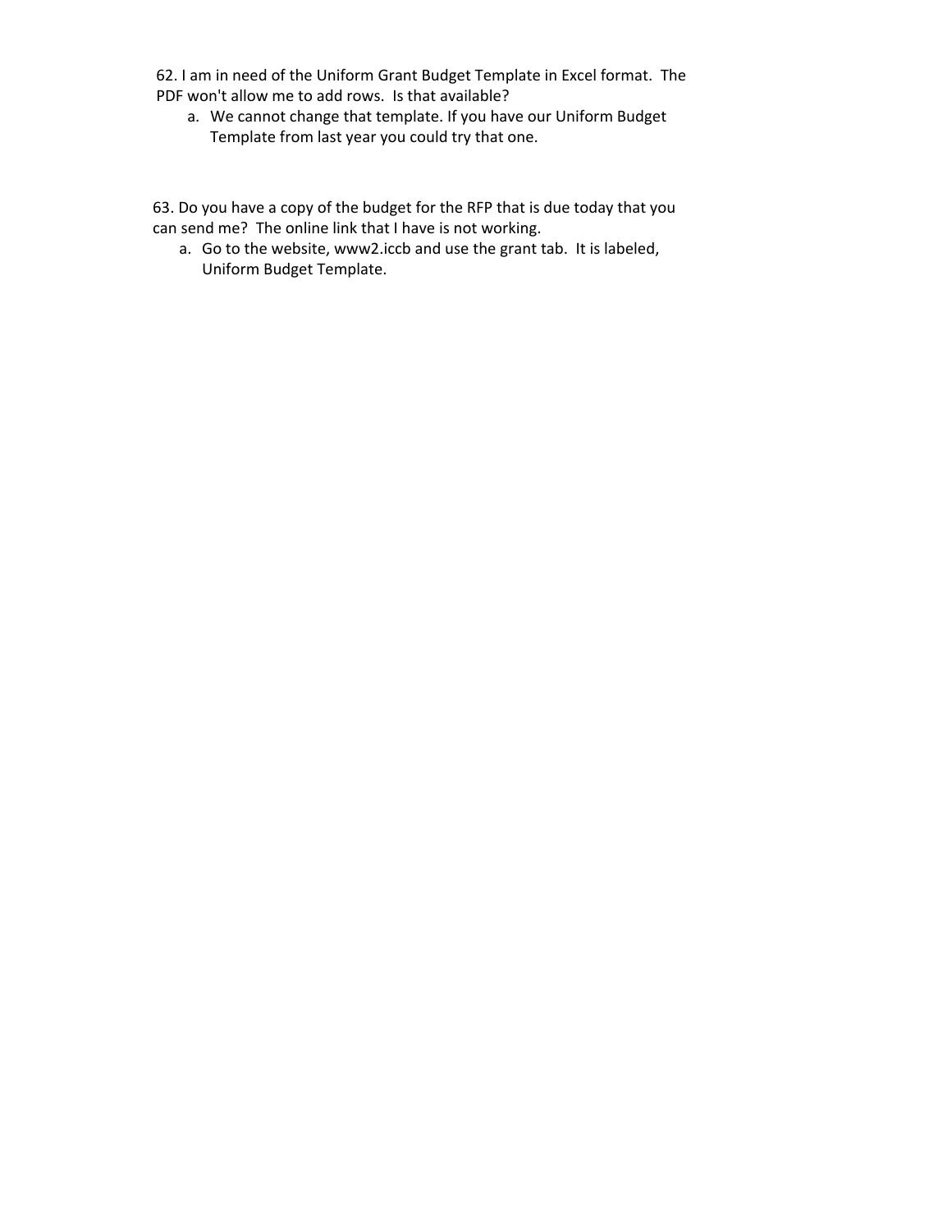62. I am in need of the Uniform Grant Budget Template in Excel format. The PDF won't allow me to add rows. Is that available?

   a. We cannot change that template. If you have our Uniform Budget Template from last year you could try that one.

63. Do you have a copy of the budget for the RFP that is due today that you can send me? The online link that I have is not working.

   a. Go to the website, www2.iccb and use the grant tab. It is labeled, Uniform Budget Template.